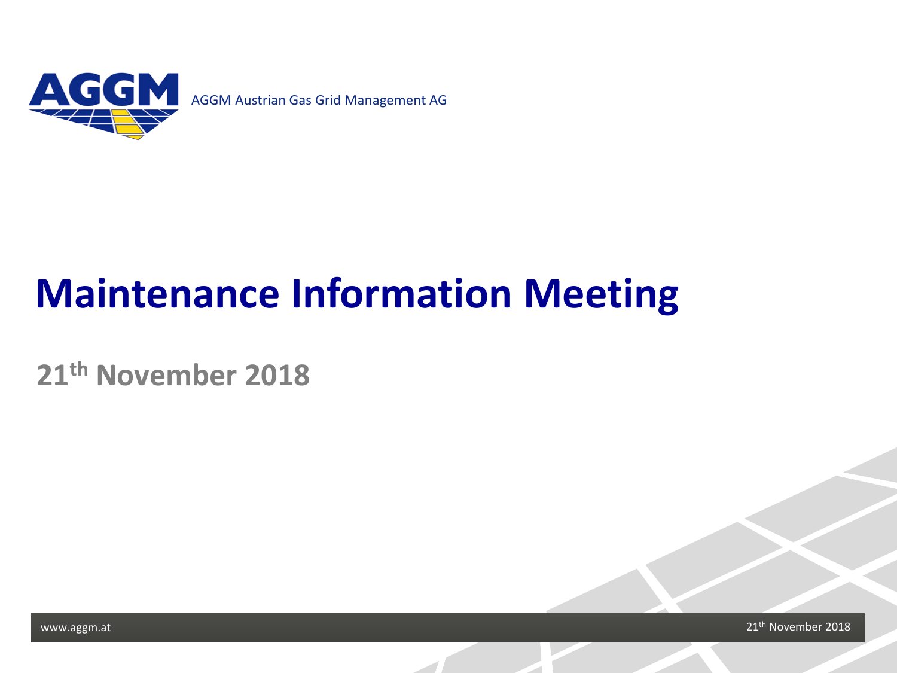AGGM Austrian Gas Grid Management AG

# Maintenance Information Meeting

## 21th November 2018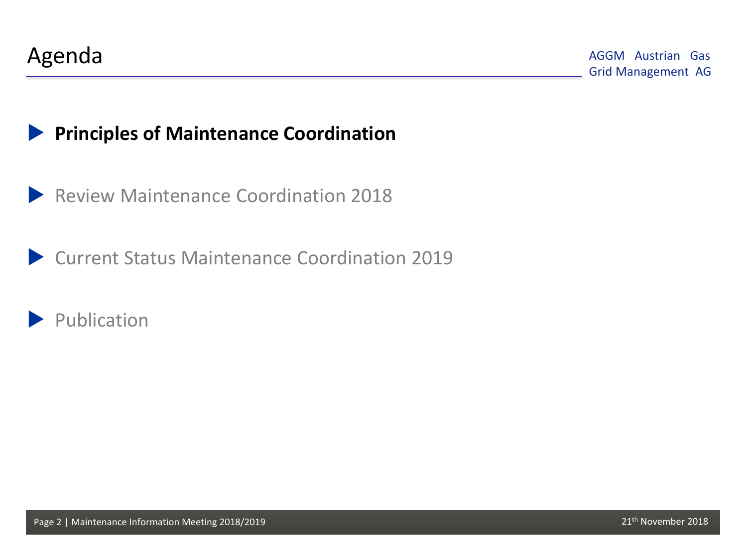# Agenda

- **Principles of Maintenance Coordination**
- Review Maintenance Coordination 2018
- Current Status Maintenance Coordination 2019
- Publication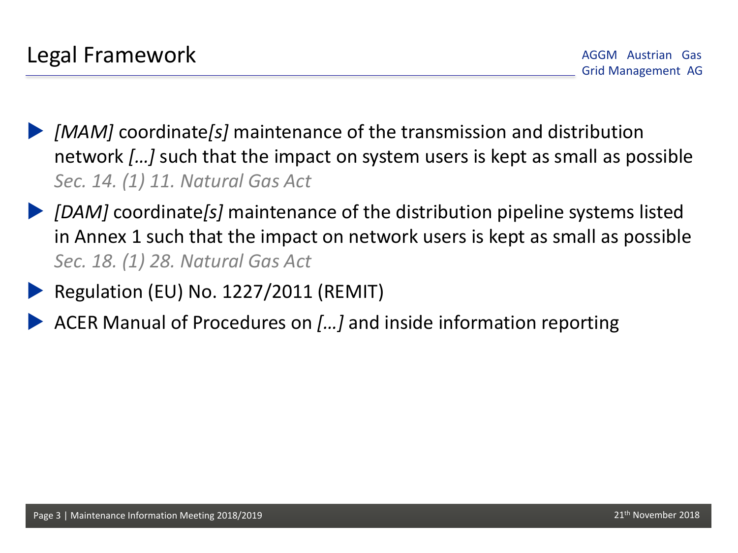# Legal Framework

- *[MAM]* coordinate*[s]* maintenance of the transmission and distribution network *[…]* such that the impact on system users is kept as small as possible
  *Sec. 14. (1) 11. Natural Gas Act*
- *[DAM]* coordinate*[s]* maintenance of the distribution pipeline systems listed in Annex 1 such that the impact on network users is kept as small as possible
  *Sec. 18. (1) 28. Natural Gas Act*
- Regulation (EU) No. 1227/2011 (REMIT)
- ACER Manual of Procedures on *[…]* and inside information reporting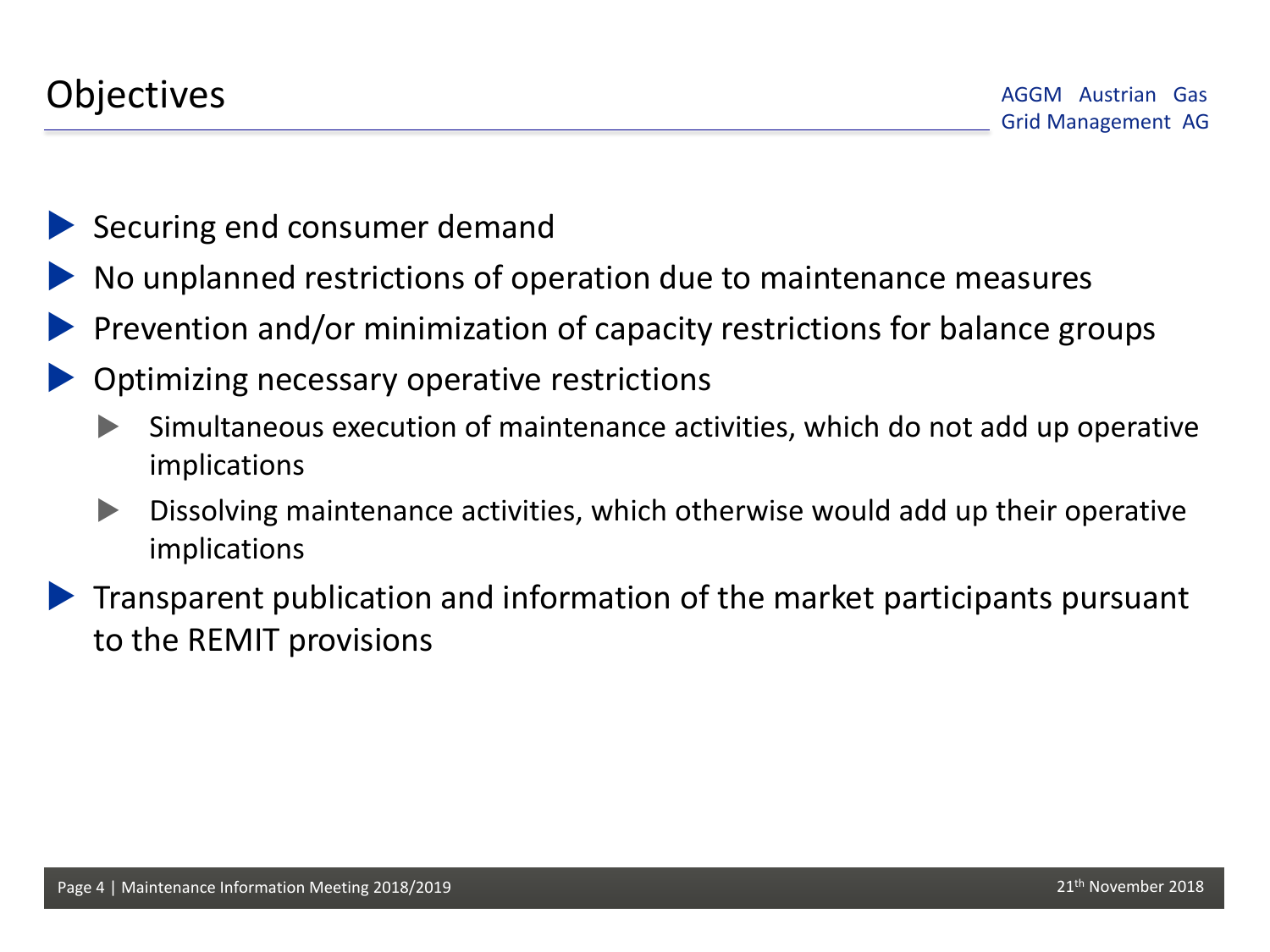# Objectives

- Securing end consumer demand
- No unplanned restrictions of operation due to maintenance measures
- Prevention and/or minimization of capacity restrictions for balance groups
- Optimizing necessary operative restrictions
  - Simultaneous execution of maintenance activities, which do not add up operative implications
  - Dissolving maintenance activities, which otherwise would add up their operative implications
- Transparent publication and information of the market participants pursuant to the REMIT provisions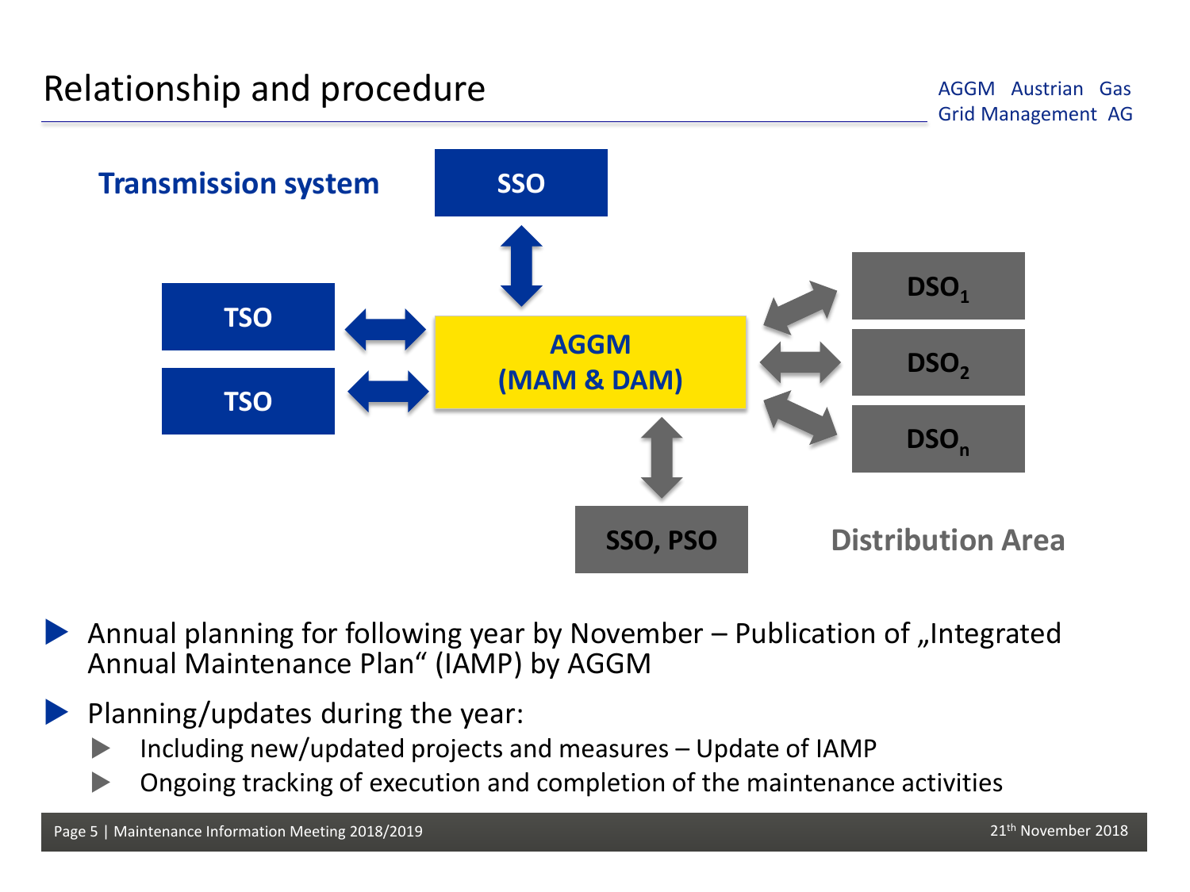# Relationship and procedure

AGGM Austrian Gas Grid Management AG

**Transmission system**

**SSO**

**TSO**

**TSO**

**AGGM (MAM & DAM)**

**$DSO_1$**

**$DSO_2$**

**$DSO_n$**

**SSO, PSO**

**Distribution Area**

- Annual planning for following year by November – Publication of „Integrated Annual Maintenance Plan“ (IAMP) by AGGM
- Planning/updates during the year:
  - Including new/updated projects and measures – Update of IAMP
  - Ongoing tracking of execution and completion of the maintenance activities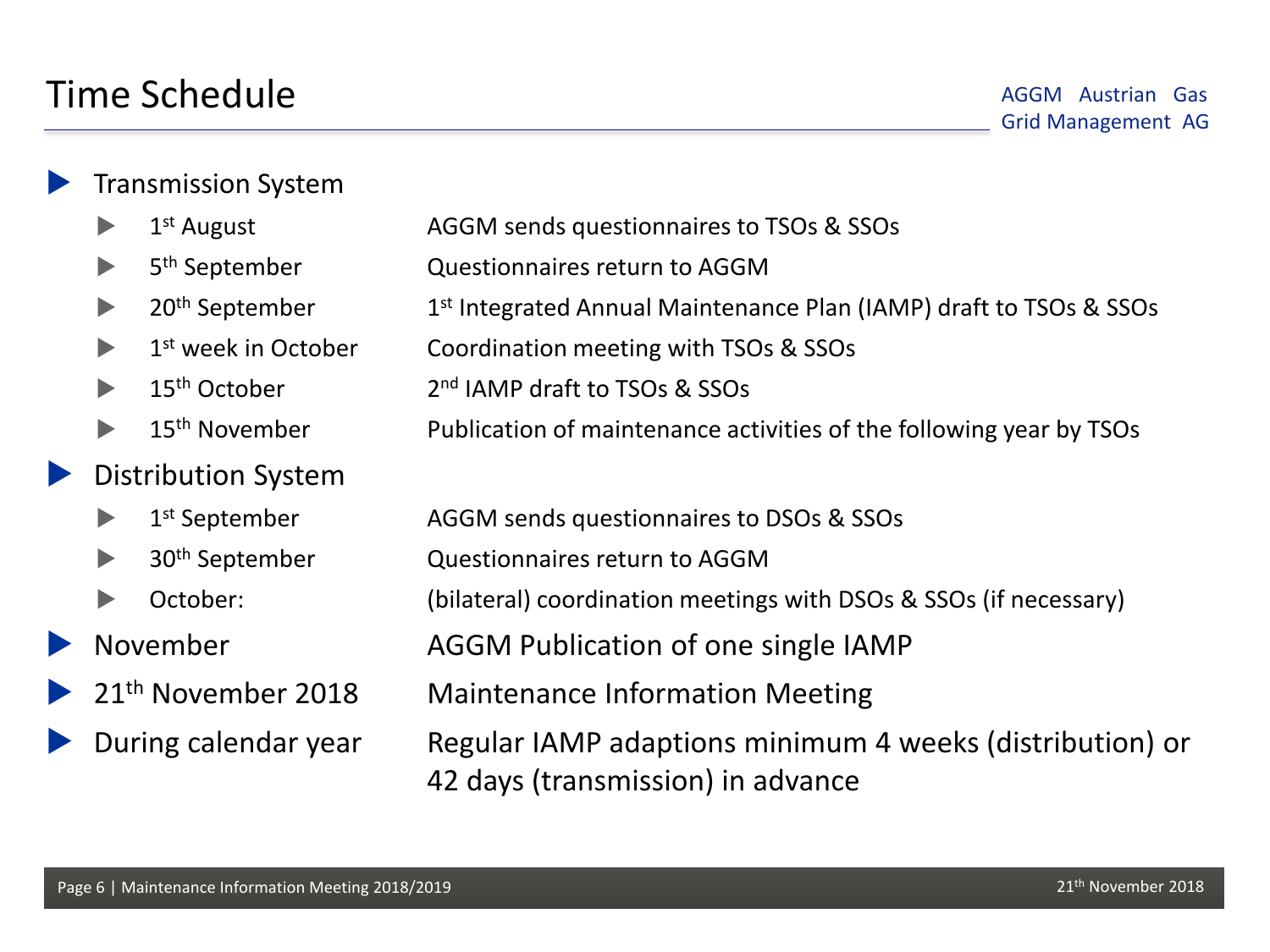# Time Schedule

AGGM Austrian Gas Grid Management AG

- Transmission System
  - 1st August — AGGM sends questionnaires to TSOs & SSOs
  - 5th September — Questionnaires return to AGGM
  - 20th September — 1st Integrated Annual Maintenance Plan (IAMP) draft to TSOs & SSOs
  - 1st week in October — Coordination meeting with TSOs & SSOs
  - 15th October — 2nd IAMP draft to TSOs & SSOs
  - 15th November — Publication of maintenance activities of the following year by TSOs
- Distribution System
  - 1st September — AGGM sends questionnaires to DSOs & SSOs
  - 30th September — Questionnaires return to AGGM
  - October: — (bilateral) coordination meetings with DSOs & SSOs (if necessary)
- November — AGGM Publication of one single IAMP
- 21th November 2018 — Maintenance Information Meeting
- During calendar year — Regular IAMP adaptions minimum 4 weeks (distribution) or 42 days (transmission) in advance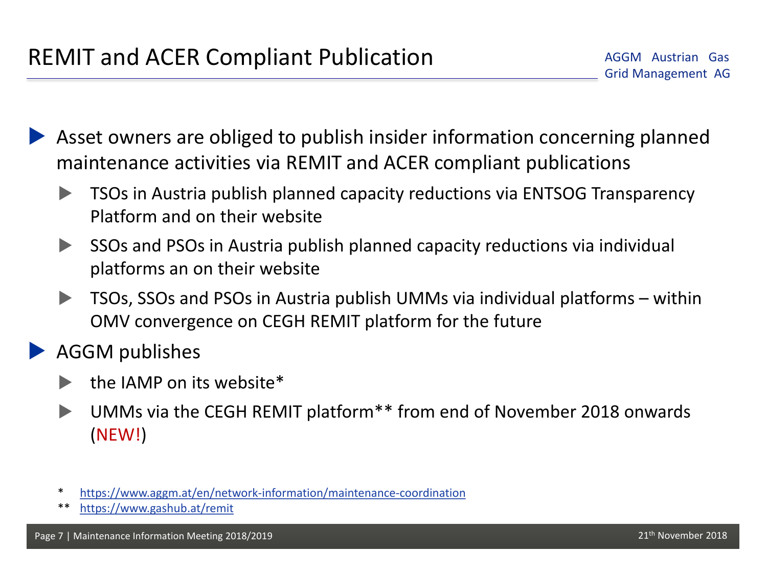# REMIT and ACER Compliant Publication

AGGM Austrian Gas Grid Management AG

- Asset owners are obliged to publish insider information concerning planned maintenance activities via REMIT and ACER compliant publications
  - TSOs in Austria publish planned capacity reductions via ENTSOG Transparency Platform and on their website
  - SSOs and PSOs in Austria publish planned capacity reductions via individual platforms an on their website
  - TSOs, SSOs and PSOs in Austria publish UMMs via individual platforms – within OMV convergence on CEGH REMIT platform for the future
- AGGM publishes
  - the IAMP on its website*
  - UMMs via the CEGH REMIT platform** from end of November 2018 onwards (NEW!)

\* https://www.aggm.at/en/network-information/maintenance-coordination

** https://www.gashub.at/remit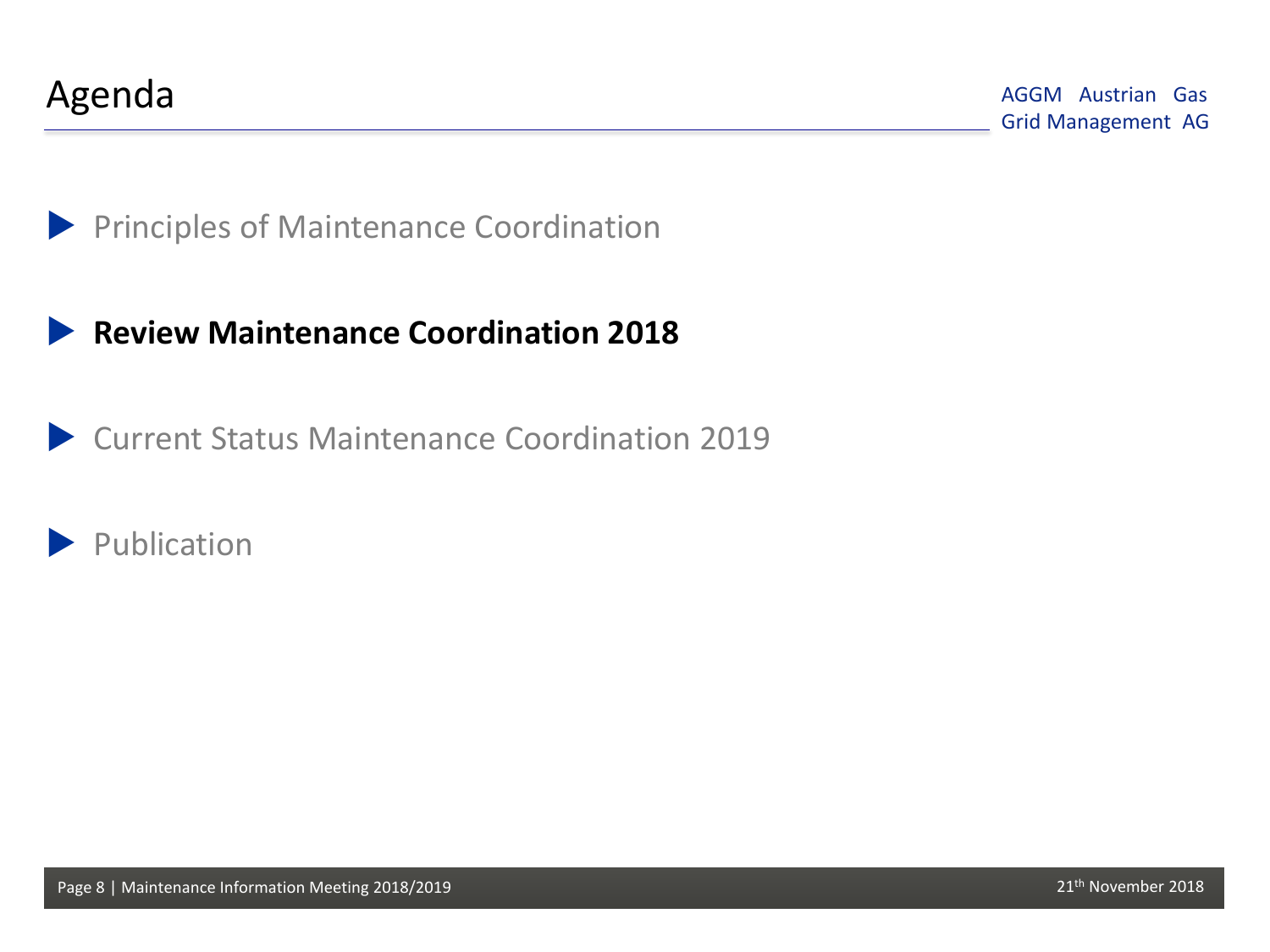# Agenda

- Principles of Maintenance Coordination
- **Review Maintenance Coordination 2018**
- Current Status Maintenance Coordination 2019
- Publication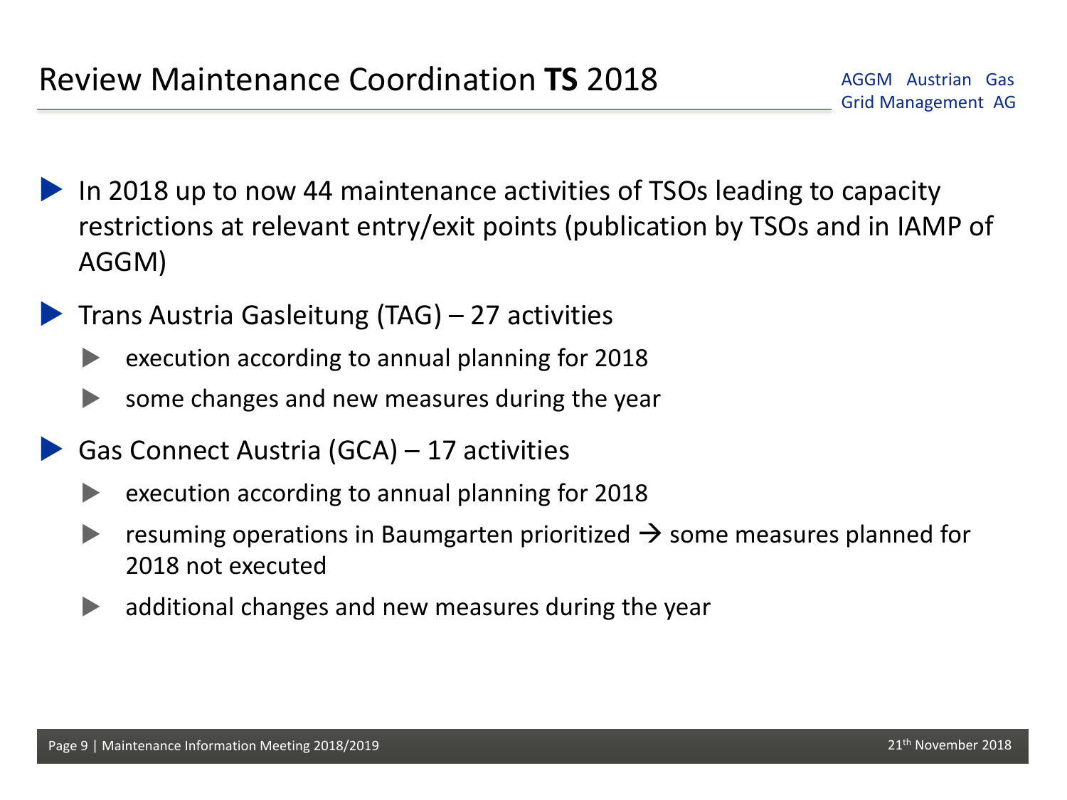# Review Maintenance Coordination **TS** 2018

AGGM Austrian Gas Grid Management AG

- In 2018 up to now 44 maintenance activities of TSOs leading to capacity restrictions at relevant entry/exit points (publication by TSOs and in IAMP of AGGM)
- Trans Austria Gasleitung (TAG) – 27 activities
  - execution according to annual planning for 2018
  - some changes and new measures during the year
- Gas Connect Austria (GCA) – 17 activities
  - execution according to annual planning for 2018
  - resuming operations in Baumgarten prioritized → some measures planned for 2018 not executed
  - additional changes and new measures during the year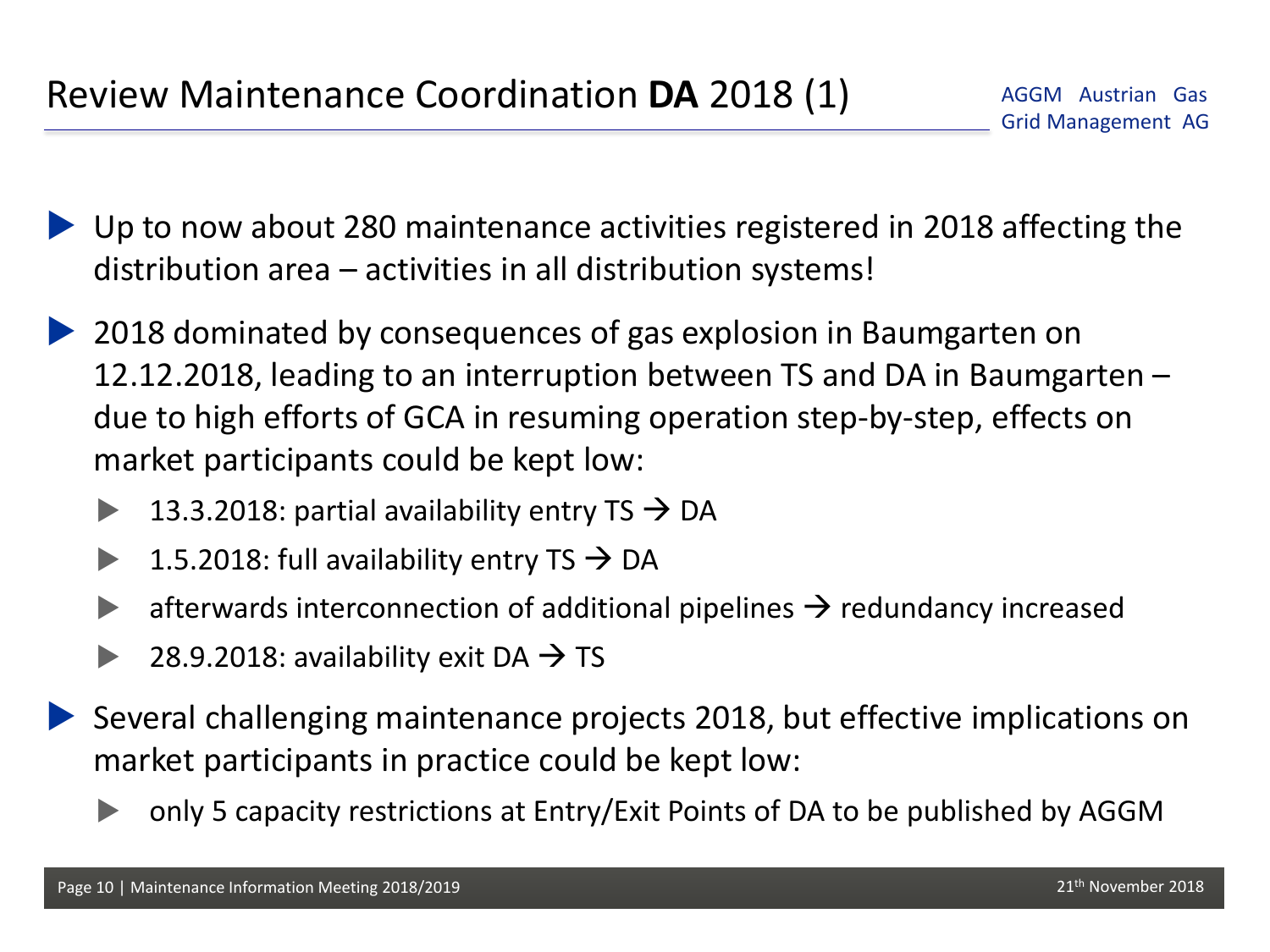# Review Maintenance Coordination **DA** 2018 (1)

AGGM Austrian Gas Grid Management AG

- Up to now about 280 maintenance activities registered in 2018 affecting the distribution area – activities in all distribution systems!
- 2018 dominated by consequences of gas explosion in Baumgarten on 12.12.2018, leading to an interruption between TS and DA in Baumgarten – due to high efforts of GCA in resuming operation step-by-step, effects on market participants could be kept low:
  - 13.3.2018: partial availability entry TS → DA
  - 1.5.2018: full availability entry TS → DA
  - afterwards interconnection of additional pipelines → redundancy increased
  - 28.9.2018: availability exit DA → TS
- Several challenging maintenance projects 2018, but effective implications on market participants in practice could be kept low:
  - only 5 capacity restrictions at Entry/Exit Points of DA to be published by AGGM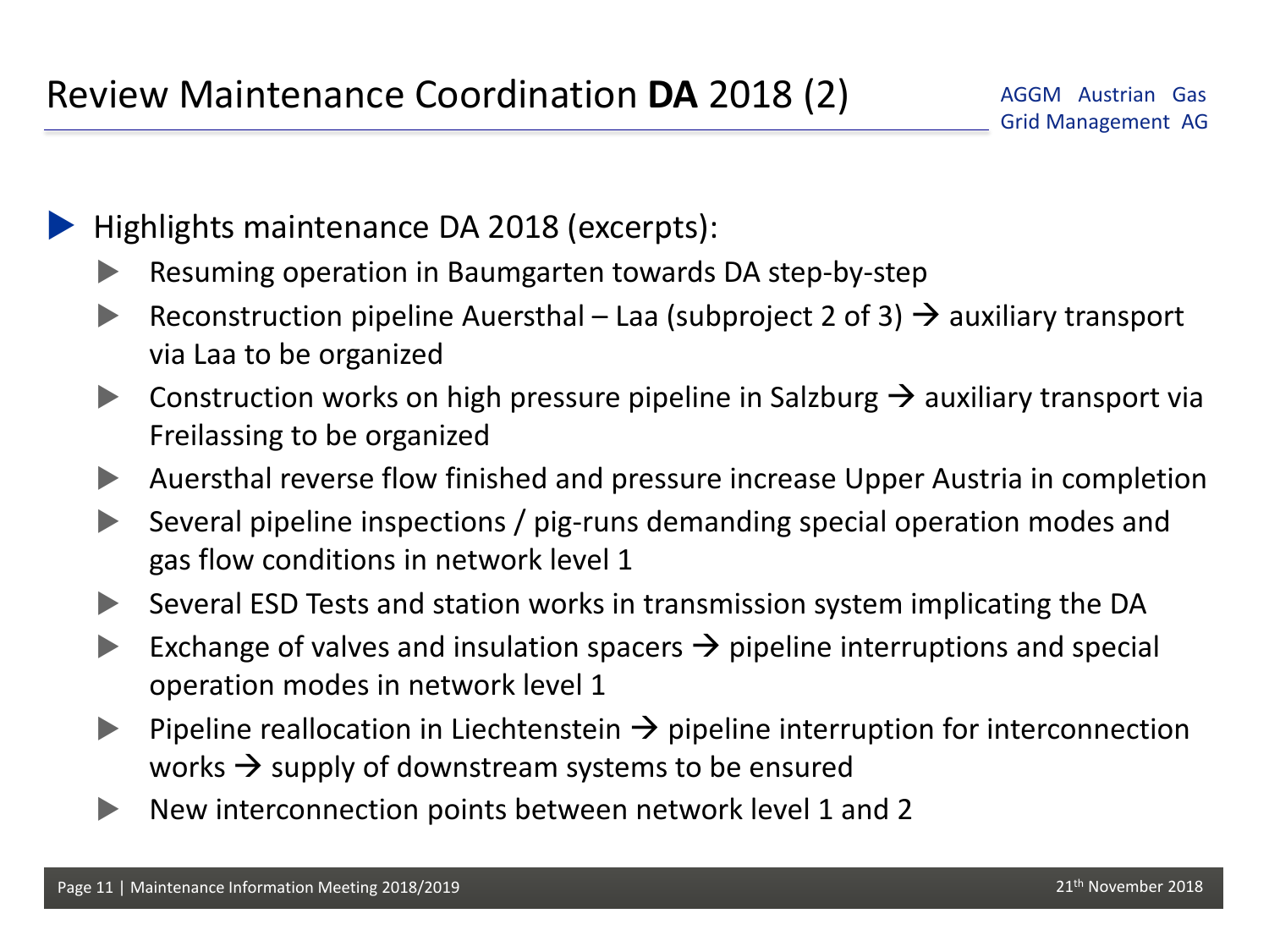# Review Maintenance Coordination **DA** 2018 (2)

- Highlights maintenance DA 2018 (excerpts):
  - Resuming operation in Baumgarten towards DA step-by-step
  - Reconstruction pipeline Auersthal – Laa (subproject 2 of 3) → auxiliary transport via Laa to be organized
  - Construction works on high pressure pipeline in Salzburg → auxiliary transport via Freilassing to be organized
  - Auersthal reverse flow finished and pressure increase Upper Austria in completion
  - Several pipeline inspections / pig-runs demanding special operation modes and gas flow conditions in network level 1
  - Several ESD Tests and station works in transmission system implicating the DA
  - Exchange of valves and insulation spacers → pipeline interruptions and special operation modes in network level 1
  - Pipeline reallocation in Liechtenstein → pipeline interruption for interconnection works → supply of downstream systems to be ensured
  - New interconnection points between network level 1 and 2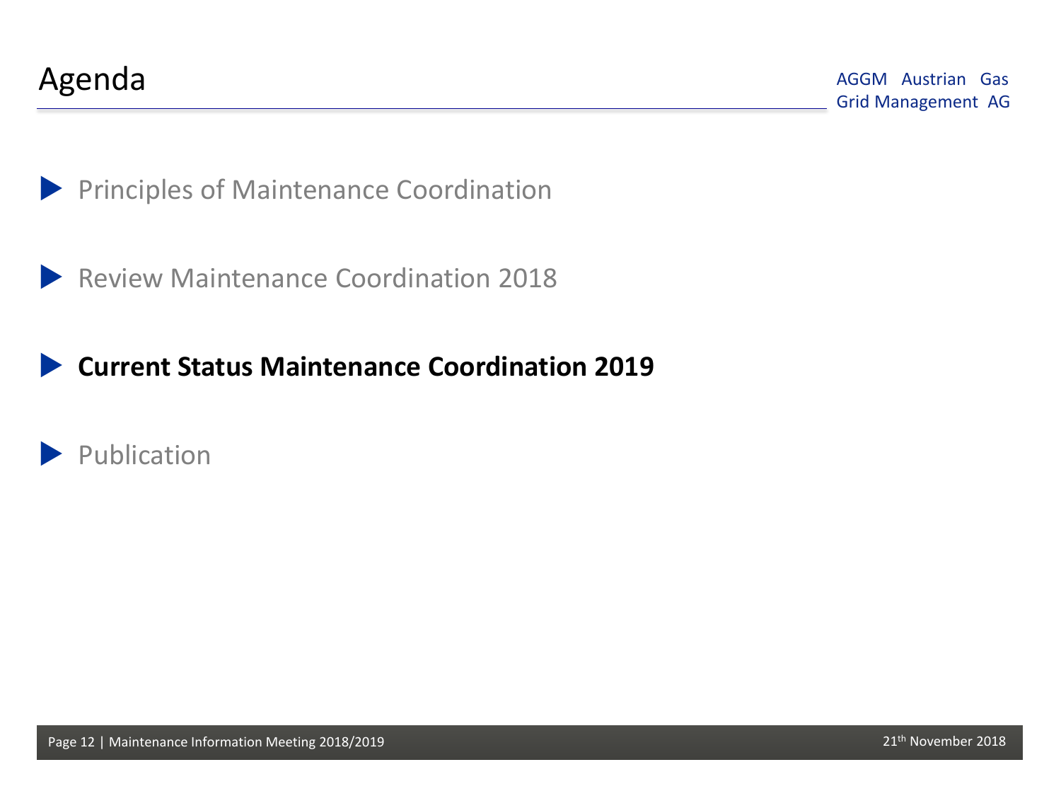# Agenda

AGGM Austrian Gas Grid Management AG

- Principles of Maintenance Coordination
- Review Maintenance Coordination 2018
- **Current Status Maintenance Coordination 2019**
- Publication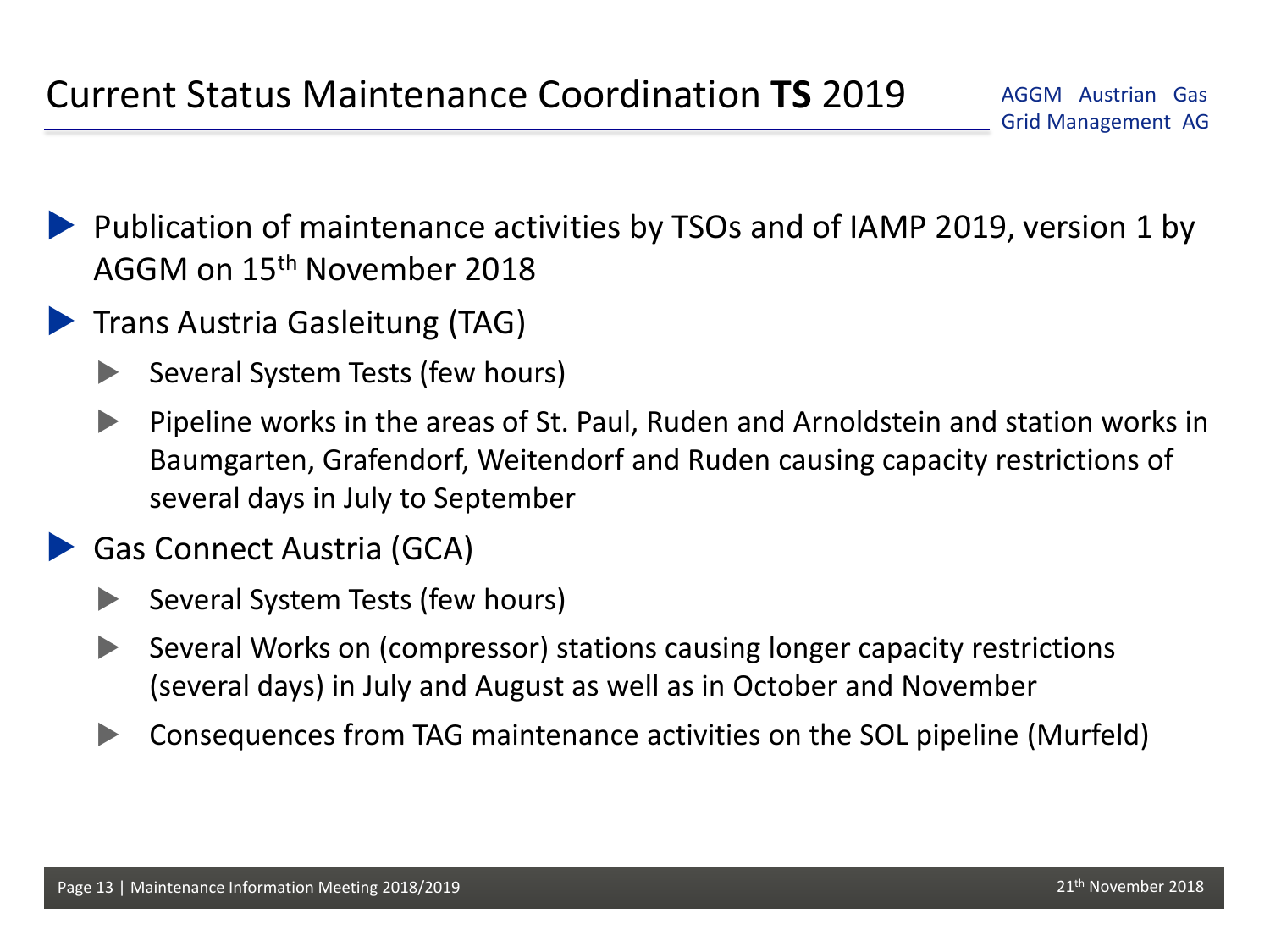# Current Status Maintenance Coordination **TS** 2019

AGGM Austrian Gas Grid Management AG

- Publication of maintenance activities by TSOs and of IAMP 2019, version 1 by AGGM on 15th November 2018
- Trans Austria Gasleitung (TAG)
  - Several System Tests (few hours)
  - Pipeline works in the areas of St. Paul, Ruden and Arnoldstein and station works in Baumgarten, Grafendorf, Weitendorf and Ruden causing capacity restrictions of several days in July to September
- Gas Connect Austria (GCA)
  - Several System Tests (few hours)
  - Several Works on (compressor) stations causing longer capacity restrictions (several days) in July and August as well as in October and November
  - Consequences from TAG maintenance activities on the SOL pipeline (Murfeld)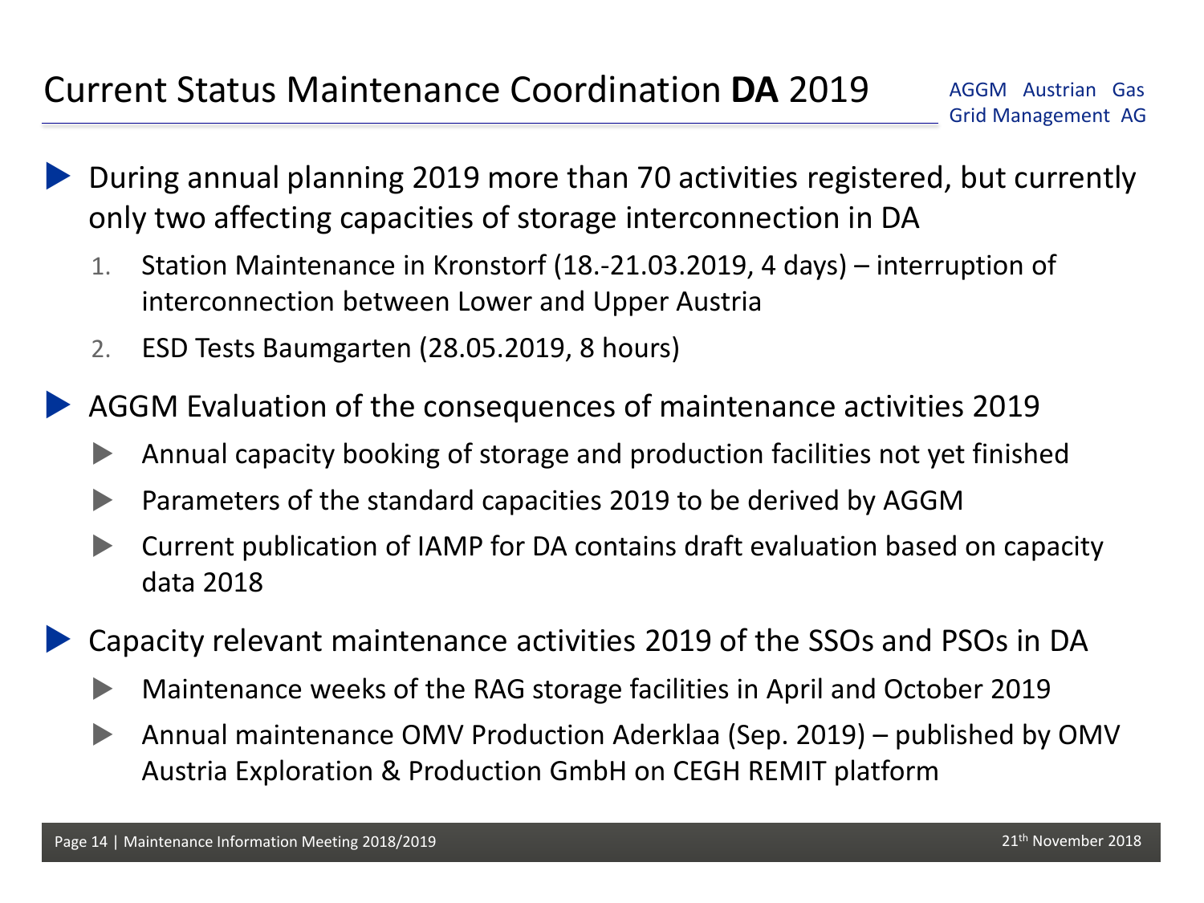# Current Status Maintenance Coordination **DA** 2019

- During annual planning 2019 more than 70 activities registered, but currently only two affecting capacities of storage interconnection in DA
  1. Station Maintenance in Kronstorf (18.-21.03.2019, 4 days) – interruption of interconnection between Lower and Upper Austria
  2. ESD Tests Baumgarten (28.05.2019, 8 hours)
- AGGM Evaluation of the consequences of maintenance activities 2019
  - Annual capacity booking of storage and production facilities not yet finished
  - Parameters of the standard capacities 2019 to be derived by AGGM
  - Current publication of IAMP for DA contains draft evaluation based on capacity data 2018
- Capacity relevant maintenance activities 2019 of the SSOs and PSOs in DA
  - Maintenance weeks of the RAG storage facilities in April and October 2019
  - Annual maintenance OMV Production Aderklaa (Sep. 2019) – published by OMV Austria Exploration & Production GmbH on CEGH REMIT platform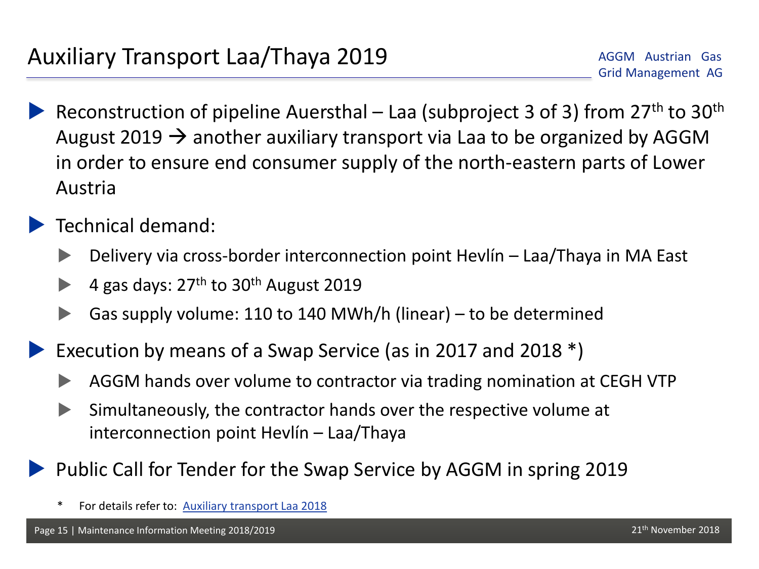# Auxiliary Transport Laa/Thaya 2019

AGGM Austrian Gas Grid Management AG

- Reconstruction of pipeline Auersthal – Laa (subproject 3 of 3) from 27th to 30th August 2019 → another auxiliary transport via Laa to be organized by AGGM in order to ensure end consumer supply of the north-eastern parts of Lower Austria
- Technical demand:
  - Delivery via cross-border interconnection point Hevlín – Laa/Thaya in MA East
  - 4 gas days: 27th to 30th August 2019
  - Gas supply volume: 110 to 140 MWh/h (linear) – to be determined
- Execution by means of a Swap Service (as in 2017 and 2018 *)
  - AGGM hands over volume to contractor via trading nomination at CEGH VTP
  - Simultaneously, the contractor hands over the respective volume at interconnection point Hevlín – Laa/Thaya
- Public Call for Tender for the Swap Service by AGGM in spring 2019

\* For details refer to: Auxiliary transport Laa 2018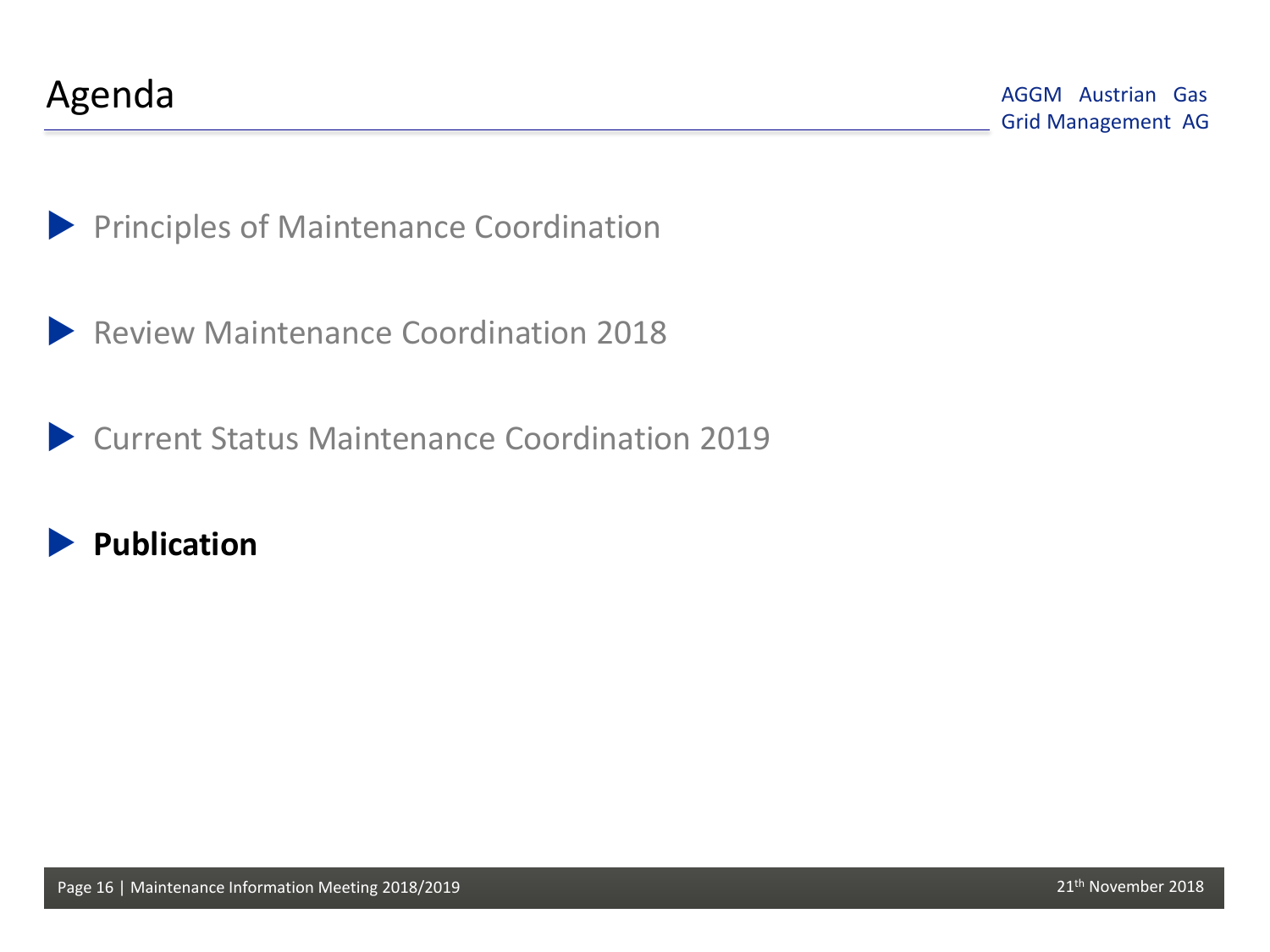# Agenda

AGGM Austrian Gas Grid Management AG

- Principles of Maintenance Coordination
- Review Maintenance Coordination 2018
- Current Status Maintenance Coordination 2019
- **Publication**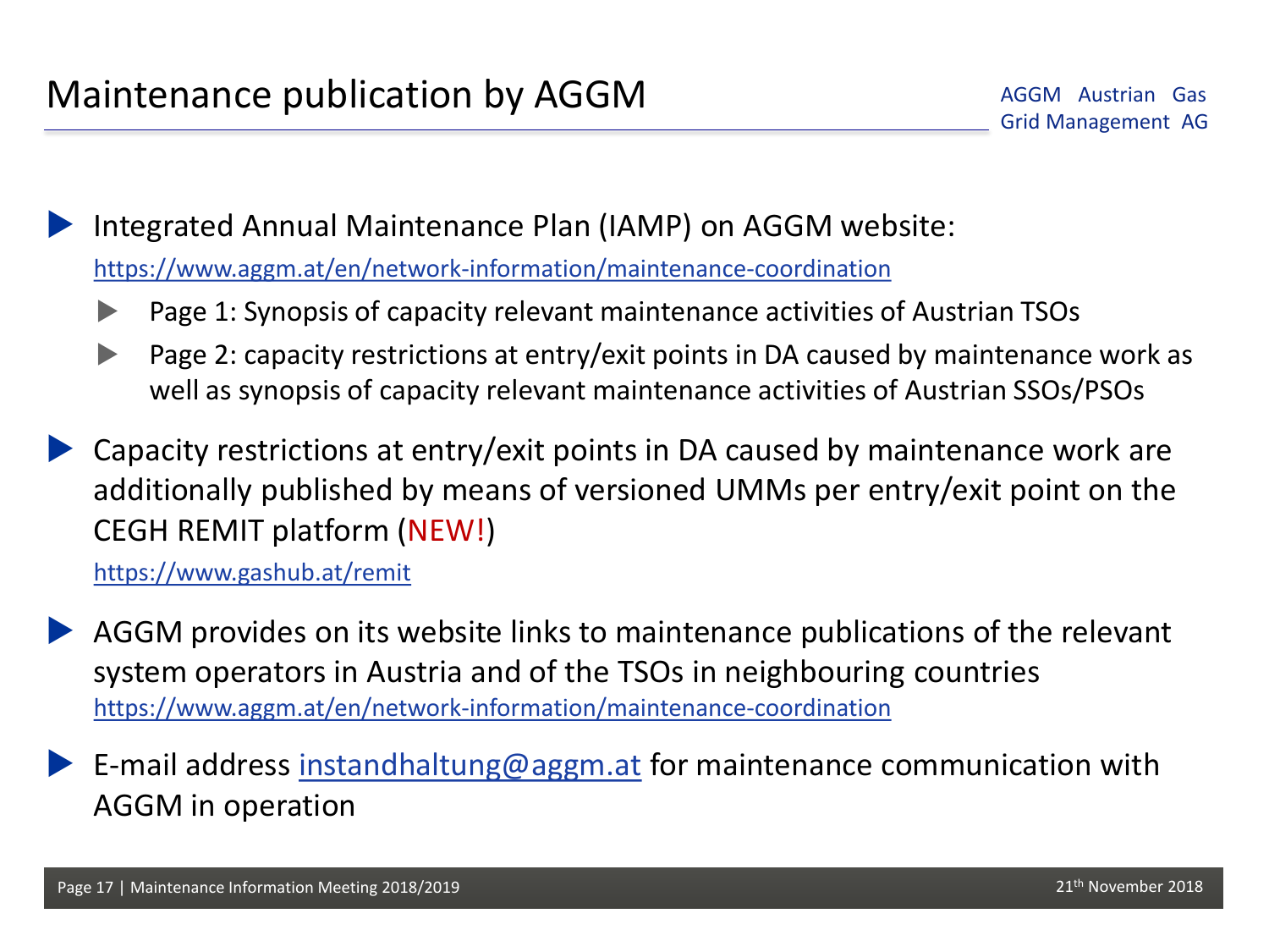# Maintenance publication by AGGM

AGGM Austrian Gas Grid Management AG

- Integrated Annual Maintenance Plan (IAMP) on AGGM website:
  https://www.aggm.at/en/network-information/maintenance-coordination
  - Page 1: Synopsis of capacity relevant maintenance activities of Austrian TSOs
  - Page 2: capacity restrictions at entry/exit points in DA caused by maintenance work as well as synopsis of capacity relevant maintenance activities of Austrian SSOs/PSOs
- Capacity restrictions at entry/exit points in DA caused by maintenance work are additionally published by means of versioned UMMs per entry/exit point on the CEGH REMIT platform (NEW!)
  https://www.gashub.at/remit
- AGGM provides on its website links to maintenance publications of the relevant system operators in Austria and of the TSOs in neighbouring countries
  https://www.aggm.at/en/network-information/maintenance-coordination
- E-mail address instandhaltung@aggm.at for maintenance communication with AGGM in operation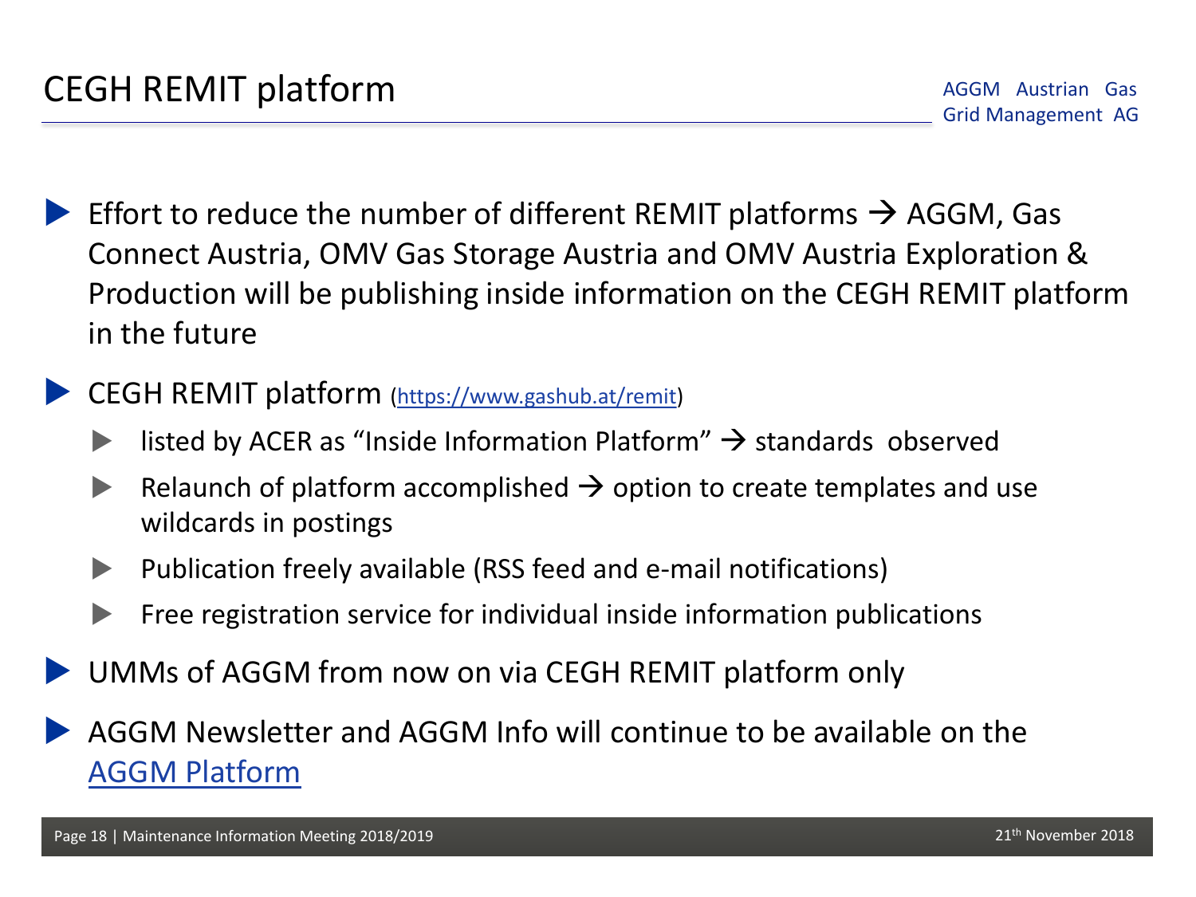# CEGH REMIT platform

AGGM Austrian Gas Grid Management AG

- Effort to reduce the number of different REMIT platforms → AGGM, Gas Connect Austria, OMV Gas Storage Austria and OMV Austria Exploration & Production will be publishing inside information on the CEGH REMIT platform in the future
- CEGH REMIT platform ([https://www.gashub.at/remit](https://www.gashub.at/remit))
  - listed by ACER as "Inside Information Platform" → standards observed
  - Relaunch of platform accomplished → option to create templates and use wildcards in postings
  - Publication freely available (RSS feed and e-mail notifications)
  - Free registration service for individual inside information publications
- UMMs of AGGM from now on via CEGH REMIT platform only
- AGGM Newsletter and AGGM Info will continue to be available on the AGGM Platform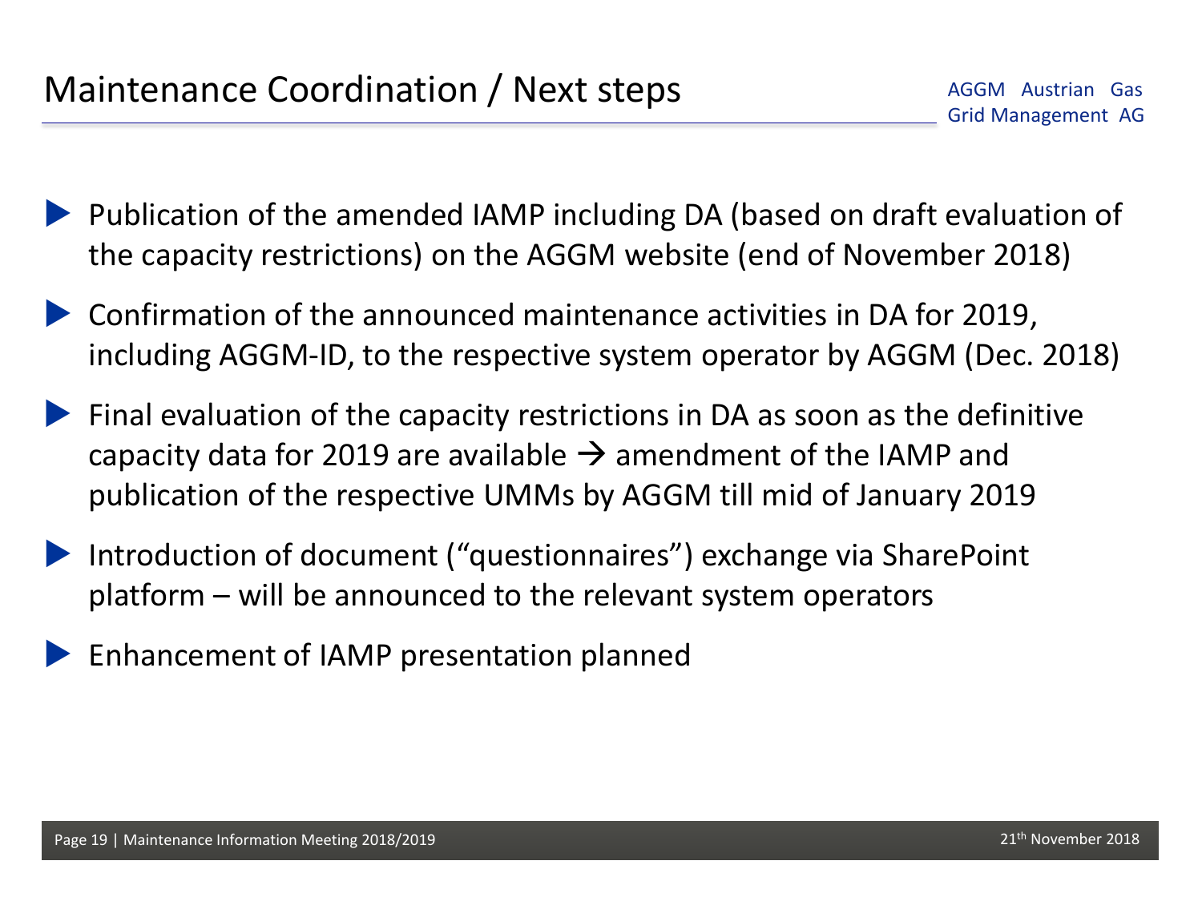# Maintenance Coordination / Next steps

AGGM Austrian Gas Grid Management AG

- Publication of the amended IAMP including DA (based on draft evaluation of the capacity restrictions) on the AGGM website (end of November 2018)
- Confirmation of the announced maintenance activities in DA for 2019, including AGGM-ID, to the respective system operator by AGGM (Dec. 2018)
- Final evaluation of the capacity restrictions in DA as soon as the definitive capacity data for 2019 are available → amendment of the IAMP and publication of the respective UMMs by AGGM till mid of January 2019
- Introduction of document ("questionnaires") exchange via SharePoint platform – will be announced to the relevant system operators
- Enhancement of IAMP presentation planned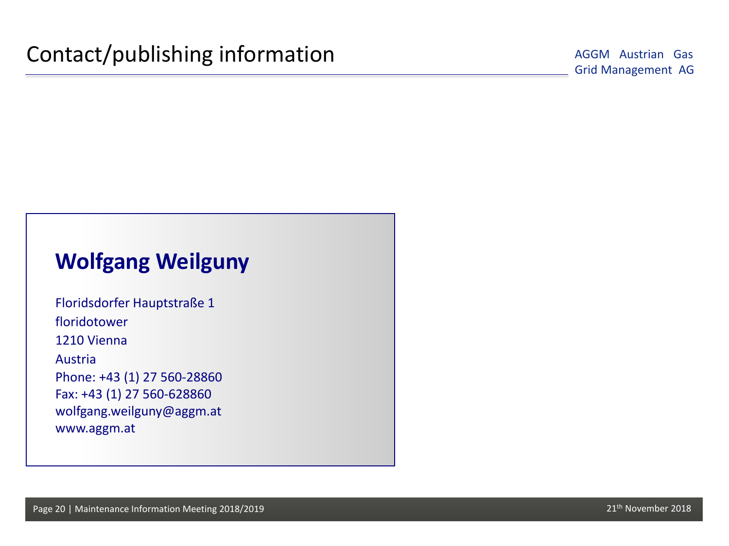# Contact/publishing information

AGGM Austrian Gas Grid Management AG

## Wolfgang Weilguny

Floridsdorfer Hauptstraße 1
floridotower
1210 Vienna
Austria
Phone: +43 (1) 27 560-28860
Fax: +43 (1) 27 560-628860
wolfgang.weilguny@aggm.at
www.aggm.at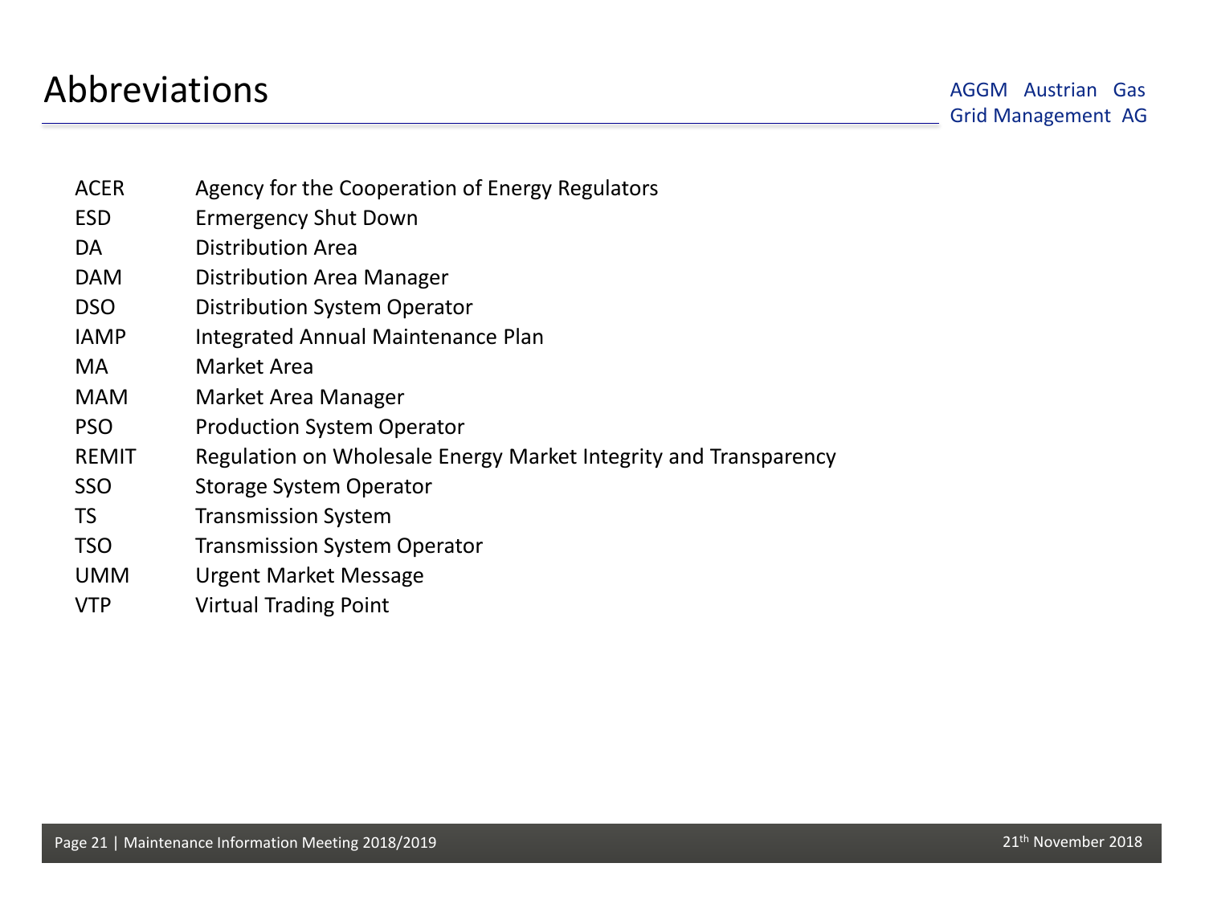# Abbreviations

| | |
|---|---|
| ACER | Agency for the Cooperation of Energy Regulators |
| ESD | Ermergency Shut Down |
| DA | Distribution Area |
| DAM | Distribution Area Manager |
| DSO | Distribution System Operator |
| IAMP | Integrated Annual Maintenance Plan |
| MA | Market Area |
| MAM | Market Area Manager |
| PSO | Production System Operator |
| REMIT | Regulation on Wholesale Energy Market Integrity and Transparency |
| SSO | Storage System Operator |
| TS | Transmission System |
| TSO | Transmission System Operator |
| UMM | Urgent Market Message |
| VTP | Virtual Trading Point |